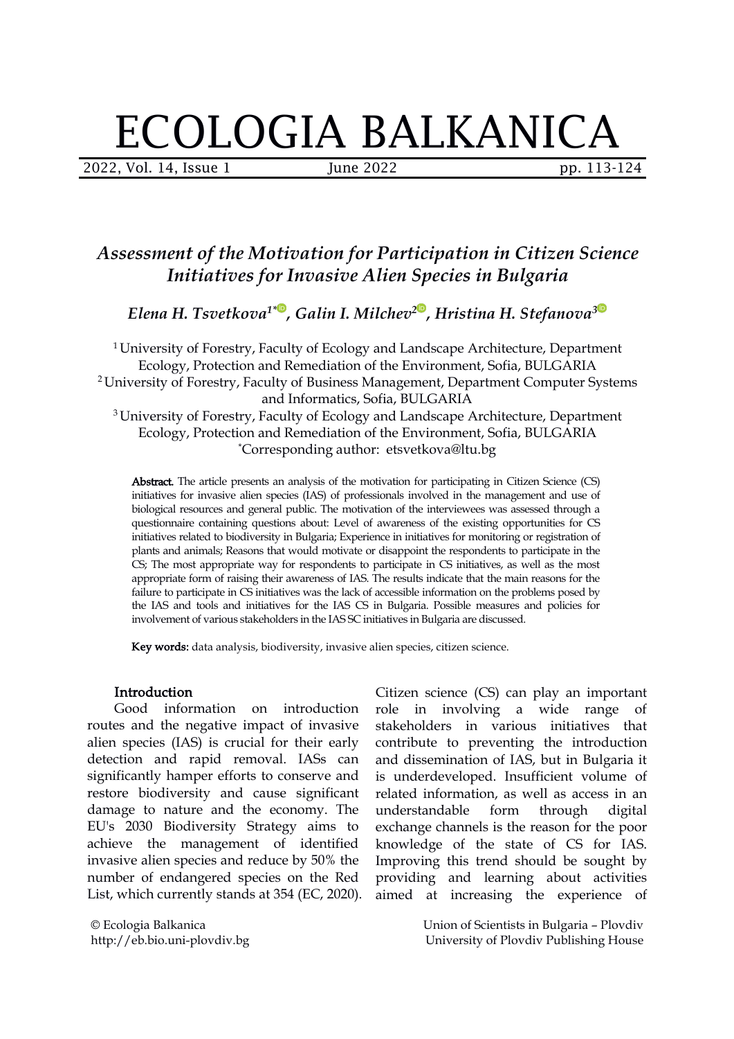# Assessment of the Motivation for Participation in Citizen Science Initiatives for Invasive Alien Species in Bulgaria

*Elena H. Tsvetkova[1*], Galin I. Milchev[2], Hristina H. Stefanova[3]*

[1] University of Forestry, Faculty of Ecology and Landscape Architecture, Department Ecology, Protection and Remediation of the Environment, Sofia, BULGARIA
[2] University of Forestry, Faculty of Business Management, Department Computer Systems and Informatics, Sofia, BULGARIA
[3] University of Forestry, Faculty of Ecology and Landscape Architecture, Department Ecology, Protection and Remediation of the Environment, Sofia, BULGARIA
*Corresponding author: etsvetkova@ltu.bg

**Abstract.** The article presents an analysis of the motivation for participating in Citizen Science (CS) initiatives for invasive alien species (IAS) of professionals involved in the management and use of biological resources and general public. The motivation of the interviewees was assessed through a questionnaire containing questions about: Level of awareness of the existing opportunities for CS initiatives related to biodiversity in Bulgaria; Experience in initiatives for monitoring or registration of plants and animals; Reasons that would motivate or disappoint the respondents to participate in the CS; The most appropriate way for respondents to participate in CS initiatives, as well as the most appropriate form of raising their awareness of IAS. The results indicate that the main reasons for the failure to participate in CS initiatives was the lack of accessible information on the problems posed by the IAS and tools and initiatives for the IAS CS in Bulgaria. Possible measures and policies for involvement of various stakeholders in the IAS SC initiatives in Bulgaria are discussed.

**Key words:** data analysis, biodiversity, invasive alien species, citizen science.

## Introduction

Good information on introduction routes and the negative impact of invasive alien species (IAS) is crucial for their early detection and rapid removal. IASs can significantly hamper efforts to conserve and restore biodiversity and cause significant damage to nature and the economy. The EU's 2030 Biodiversity Strategy aims to achieve the management of identified invasive alien species and reduce by 50% the number of endangered species on the Red List, which currently stands at 354 (EC, 2020). Citizen science (CS) can play an important role in involving a wide range of stakeholders in various initiatives that contribute to preventing the introduction and dissemination of IAS, but in Bulgaria it is underdeveloped. Insufficient volume of related information, as well as access in an understandable form through digital exchange channels is the reason for the poor knowledge of the state of CS for IAS. Improving this trend should be sought by providing and learning about activities aimed at increasing the experience of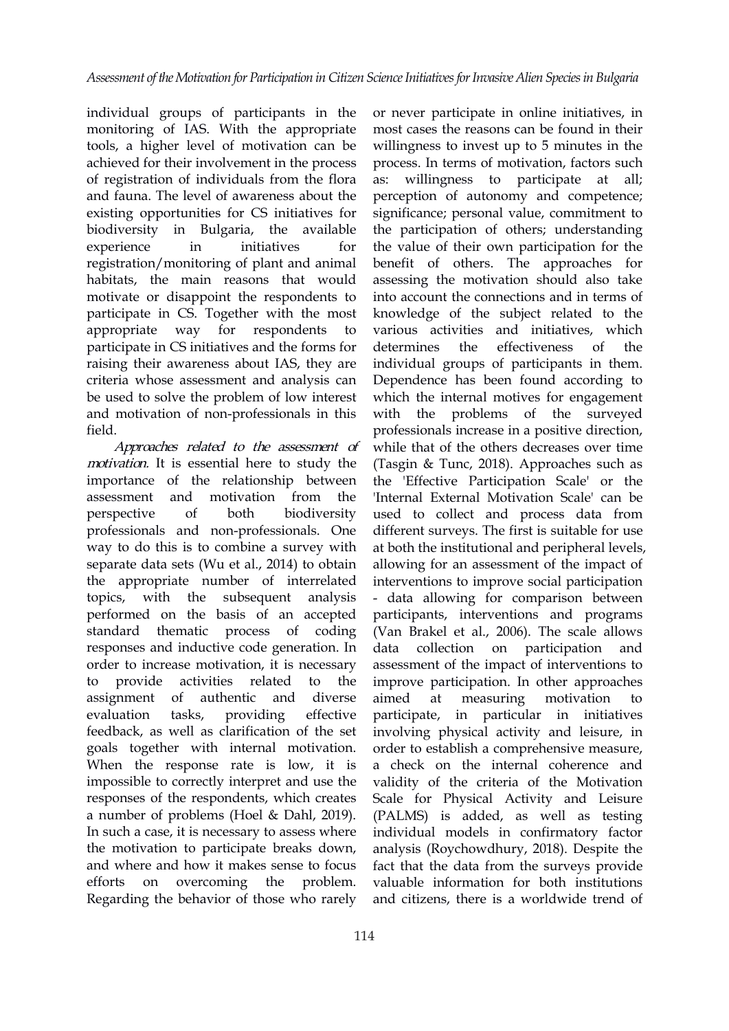individual groups of participants in the monitoring of IAS. With the appropriate tools, a higher level of motivation can be achieved for their involvement in the process of registration of individuals from the flora and fauna. The level of awareness about the existing opportunities for CS initiatives for biodiversity in Bulgaria, the available experience in initiatives for registration/monitoring of plant and animal habitats, the main reasons that would motivate or disappoint the respondents to participate in CS. Together with the most appropriate way for respondents to participate in CS initiatives and the forms for raising their awareness about IAS, they are criteria whose assessment and analysis can be used to solve the problem of low interest and motivation of non-professionals in this field.

*Approaches related to the assessment of motivation.* It is essential here to study the importance of the relationship between assessment and motivation from the perspective of both biodiversity professionals and non-professionals. One way to do this is to combine a survey with separate data sets (Wu et al., 2014) to obtain the appropriate number of interrelated topics, with the subsequent analysis performed on the basis of an accepted standard thematic process of coding responses and inductive code generation. In order to increase motivation, it is necessary to provide activities related to the assignment of authentic and diverse evaluation tasks, providing effective feedback, as well as clarification of the set goals together with internal motivation. When the response rate is low, it is impossible to correctly interpret and use the responses of the respondents, which creates a number of problems (Hoel & Dahl, 2019). In such a case, it is necessary to assess where the motivation to participate breaks down, and where and how it makes sense to focus efforts on overcoming the problem. Regarding the behavior of those who rarely or never participate in online initiatives, in most cases the reasons can be found in their willingness to invest up to 5 minutes in the process. In terms of motivation, factors such as: willingness to participate at all; perception of autonomy and competence; significance; personal value, commitment to the participation of others; understanding the value of their own participation for the benefit of others. The approaches for assessing the motivation should also take into account the connections and in terms of knowledge of the subject related to the various activities and initiatives, which determines the effectiveness of the individual groups of participants in them. Dependence has been found according to which the internal motives for engagement with the problems of the surveyed professionals increase in a positive direction, while that of the others decreases over time (Tasgin & Tunc, 2018). Approaches such as the 'Effective Participation Scale' or the 'Internal External Motivation Scale' can be used to collect and process data from different surveys. The first is suitable for use at both the institutional and peripheral levels, allowing for an assessment of the impact of interventions to improve social participation - data allowing for comparison between participants, interventions and programs (Van Brakel et al., 2006). The scale allows data collection on participation and assessment of the impact of interventions to improve participation. In other approaches aimed at measuring motivation to participate, in particular in initiatives involving physical activity and leisure, in order to establish a comprehensive measure, a check on the internal coherence and validity of the criteria of the Motivation Scale for Physical Activity and Leisure (PALMS) is added, as well as testing individual models in confirmatory factor analysis (Roychowdhury, 2018). Despite the fact that the data from the surveys provide valuable information for both institutions and citizens, there is a worldwide trend of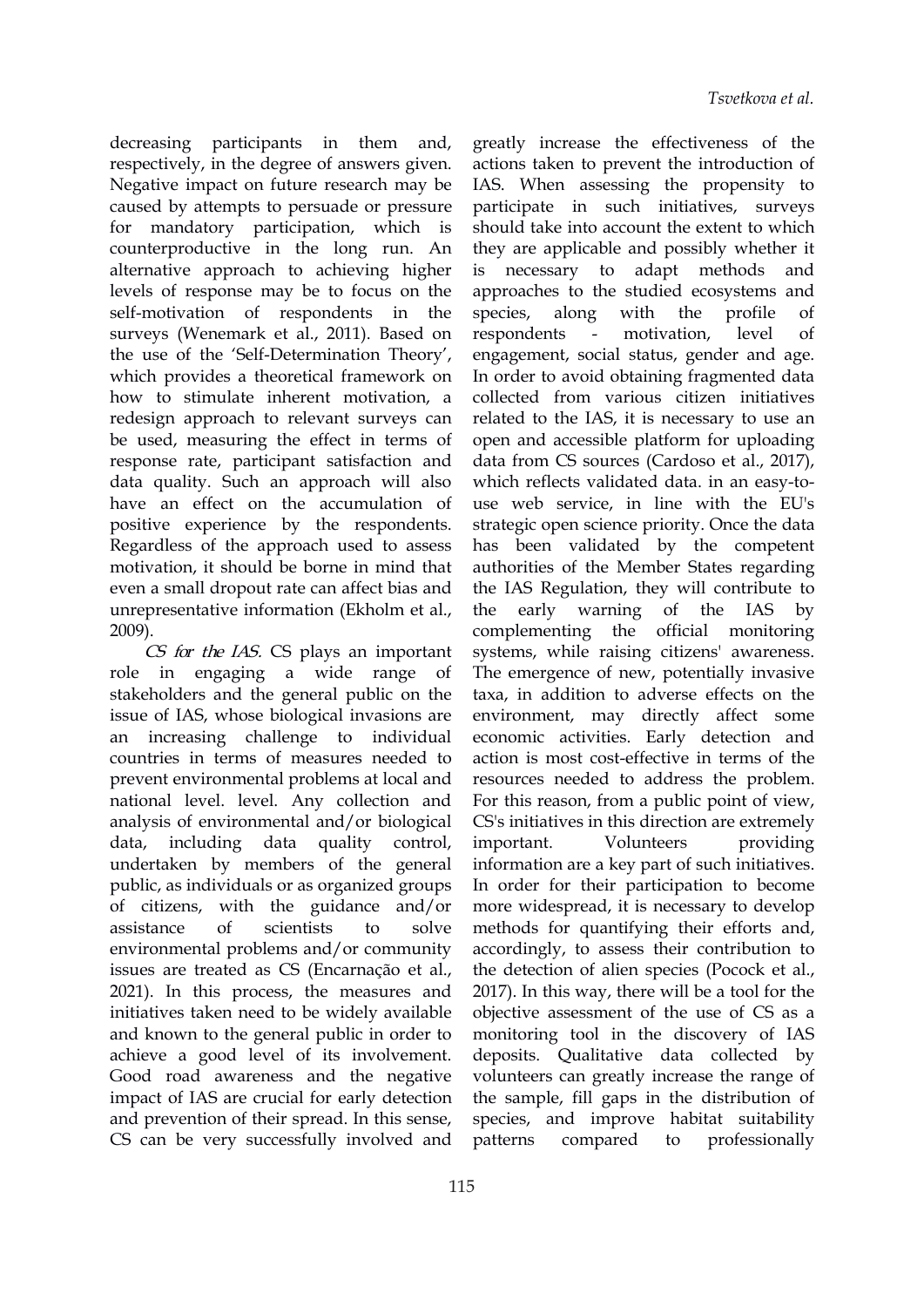decreasing participants in them and, respectively, in the degree of answers given. Negative impact on future research may be caused by attempts to persuade or pressure for mandatory participation, which is counterproductive in the long run. An alternative approach to achieving higher levels of response may be to focus on the self-motivation of respondents in the surveys (Wenemark et al., 2011). Based on the use of the 'Self-Determination Theory', which provides a theoretical framework on how to stimulate inherent motivation, a redesign approach to relevant surveys can be used, measuring the effect in terms of response rate, participant satisfaction and data quality. Such an approach will also have an effect on the accumulation of positive experience by the respondents. Regardless of the approach used to assess motivation, it should be borne in mind that even a small dropout rate can affect bias and unrepresentative information (Ekholm et al., 2009).

*CS for the IAS.* CS plays an important role in engaging a wide range of stakeholders and the general public on the issue of IAS, whose biological invasions are an increasing challenge to individual countries in terms of measures needed to prevent environmental problems at local and national level. level. Any collection and analysis of environmental and/or biological data, including data quality control, undertaken by members of the general public, as individuals or as organized groups of citizens, with the guidance and/or assistance of scientists to solve environmental problems and/or community issues are treated as CS (Encarnação et al., 2021). In this process, the measures and initiatives taken need to be widely available and known to the general public in order to achieve a good level of its involvement. Good road awareness and the negative impact of IAS are crucial for early detection and prevention of their spread. In this sense, CS can be very successfully involved and greatly increase the effectiveness of the actions taken to prevent the introduction of IAS. When assessing the propensity to participate in such initiatives, surveys should take into account the extent to which they are applicable and possibly whether it is necessary to adapt methods and approaches to the studied ecosystems and species, along with the profile of respondents - motivation, level of engagement, social status, gender and age. In order to avoid obtaining fragmented data collected from various citizen initiatives related to the IAS, it is necessary to use an open and accessible platform for uploading data from CS sources (Cardoso et al., 2017), which reflects validated data. in an easy-to-use web service, in line with the EU's strategic open science priority. Once the data has been validated by the competent authorities of the Member States regarding the IAS Regulation, they will contribute to the early warning of the IAS by complementing the official monitoring systems, while raising citizens' awareness. The emergence of new, potentially invasive taxa, in addition to adverse effects on the environment, may directly affect some economic activities. Early detection and action is most cost-effective in terms of the resources needed to address the problem. For this reason, from a public point of view, CS's initiatives in this direction are extremely important. Volunteers providing information are a key part of such initiatives. In order for their participation to become more widespread, it is necessary to develop methods for quantifying their efforts and, accordingly, to assess their contribution to the detection of alien species (Pocock et al., 2017). In this way, there will be a tool for the objective assessment of the use of CS as a monitoring tool in the discovery of IAS deposits. Qualitative data collected by volunteers can greatly increase the range of the sample, fill gaps in the distribution of species, and improve habitat suitability patterns compared to professionally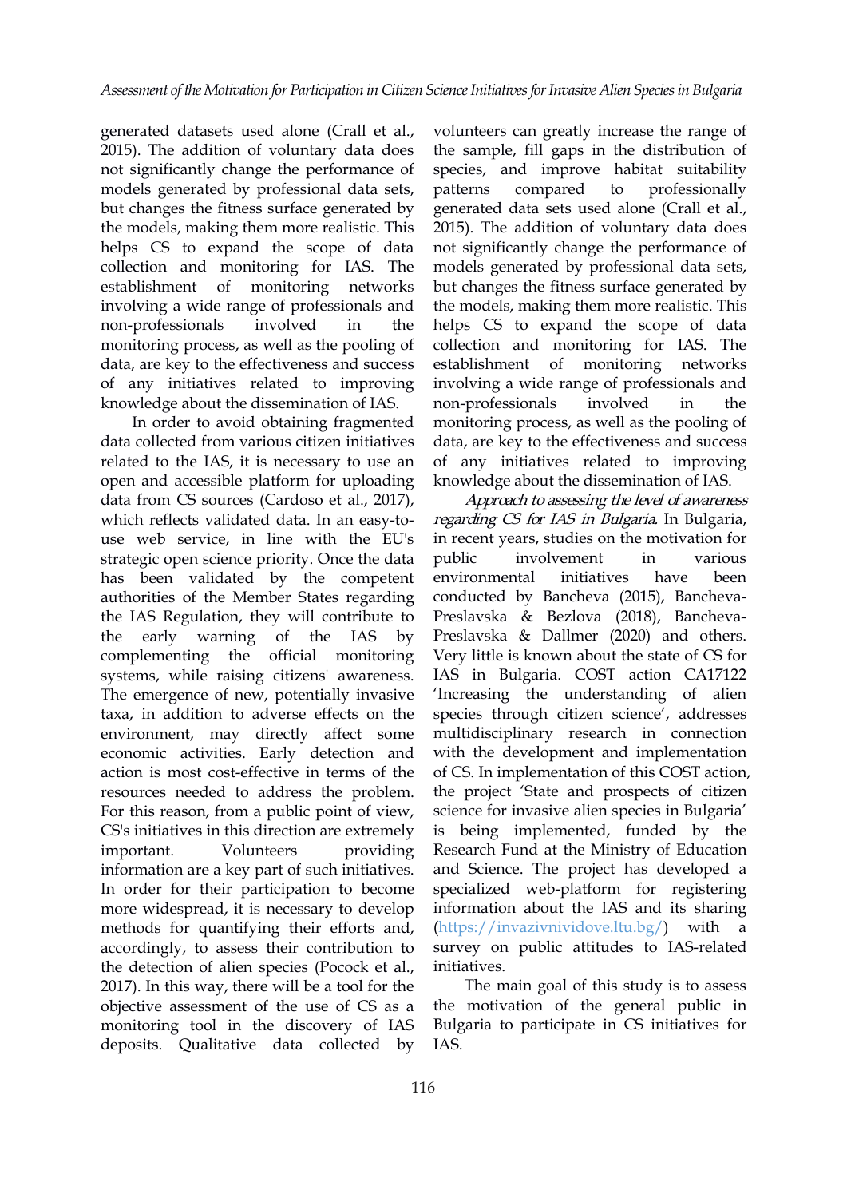generated datasets used alone (Crall et al., 2015). The addition of voluntary data does not significantly change the performance of models generated by professional data sets, but changes the fitness surface generated by the models, making them more realistic. This helps CS to expand the scope of data collection and monitoring for IAS. The establishment of monitoring networks involving a wide range of professionals and non-professionals involved in the monitoring process, as well as the pooling of data, are key to the effectiveness and success of any initiatives related to improving knowledge about the dissemination of IAS.

In order to avoid obtaining fragmented data collected from various citizen initiatives related to the IAS, it is necessary to use an open and accessible platform for uploading data from CS sources (Cardoso et al., 2017), which reflects validated data. In an easy-to-use web service, in line with the EU's strategic open science priority. Once the data has been validated by the competent authorities of the Member States regarding the IAS Regulation, they will contribute to the early warning of the IAS by complementing the official monitoring systems, while raising citizens' awareness. The emergence of new, potentially invasive taxa, in addition to adverse effects on the environment, may directly affect some economic activities. Early detection and action is most cost-effective in terms of the resources needed to address the problem. For this reason, from a public point of view, CS's initiatives in this direction are extremely important. Volunteers providing information are a key part of such initiatives. In order for their participation to become more widespread, it is necessary to develop methods for quantifying their efforts and, accordingly, to assess their contribution to the detection of alien species (Pocock et al., 2017). In this way, there will be a tool for the objective assessment of the use of CS as a monitoring tool in the discovery of IAS deposits. Qualitative data collected by volunteers can greatly increase the range of the sample, fill gaps in the distribution of species, and improve habitat suitability patterns compared to professionally generated data sets used alone (Crall et al., 2015). The addition of voluntary data does not significantly change the performance of models generated by professional data sets, but changes the fitness surface generated by the models, making them more realistic. This helps CS to expand the scope of data collection and monitoring for IAS. The establishment of monitoring networks involving a wide range of professionals and non-professionals involved in the monitoring process, as well as the pooling of data, are key to the effectiveness and success of any initiatives related to improving knowledge about the dissemination of IAS.

*Approach to assessing the level of awareness regarding CS for IAS in Bulgaria*. In Bulgaria, in recent years, studies on the motivation for public involvement in various environmental initiatives have been conducted by Bancheva (2015), Bancheva-Preslavska & Bezlova (2018), Bancheva-Preslavska & Dallmer (2020) and others. Very little is known about the state of CS for IAS in Bulgaria. COST action CA17122 'Increasing the understanding of alien species through citizen science', addresses multidisciplinary research in connection with the development and implementation of CS. In implementation of this COST action, the project 'State and prospects of citizen science for invasive alien species in Bulgaria' is being implemented, funded by the Research Fund at the Ministry of Education and Science. The project has developed a specialized web-platform for registering information about the IAS and its sharing (https://invazivnividove.ltu.bg/) with a survey on public attitudes to IAS-related initiatives.

The main goal of this study is to assess the motivation of the general public in Bulgaria to participate in CS initiatives for IAS.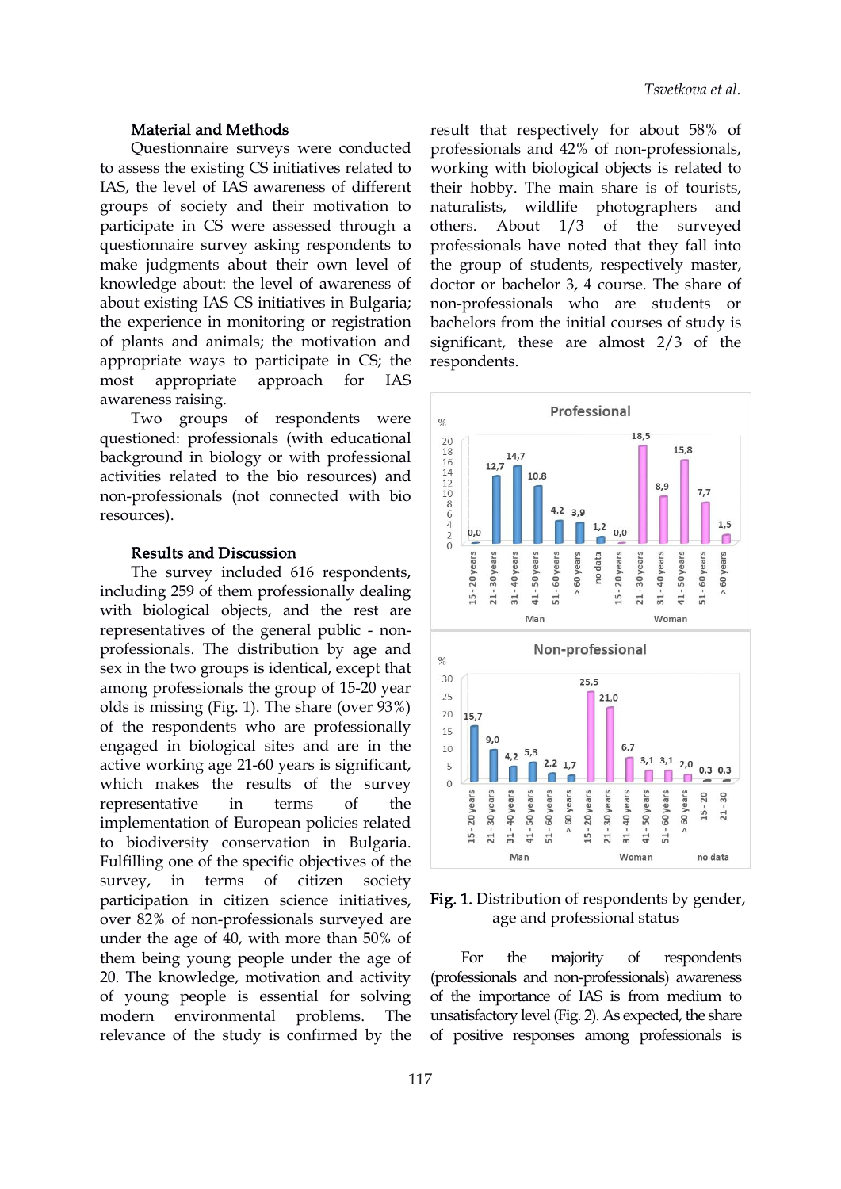## Material and Methods

Questionnaire surveys were conducted to assess the existing CS initiatives related to IAS, the level of IAS awareness of different groups of society and their motivation to participate in CS were assessed through a questionnaire survey asking respondents to make judgments about their own level of knowledge about: the level of awareness of about existing IAS CS initiatives in Bulgaria; the experience in monitoring or registration of plants and animals; the motivation and appropriate ways to participate in CS; the most appropriate approach for IAS awareness raising.

Two groups of respondents were questioned: professionals (with educational background in biology or with professional activities related to the bio resources) and non-professionals (not connected with bio resources).

## Results and Discussion

The survey included 616 respondents, including 259 of them professionally dealing with biological objects, and the rest are representatives of the general public - non-professionals. The distribution by age and sex in the two groups is identical, except that among professionals the group of 15-20 year olds is missing (Fig. 1). The share (over 93%) of the respondents who are professionally engaged in biological sites and are in the active working age 21-60 years is significant, which makes the results of the survey representative in terms of the implementation of European policies related to biodiversity conservation in Bulgaria. Fulfilling one of the specific objectives of the survey, in terms of citizen society participation in citizen science initiatives, over 82% of non-professionals surveyed are under the age of 40, with more than 50% of them being young people under the age of 20. The knowledge, motivation and activity of young people is essential for solving modern environmental problems. The relevance of the study is confirmed by the result that respectively for about 58% of professionals and 42% of non-professionals, working with biological objects is related to their hobby. The main share is of tourists, naturalists, wildlife photographers and others. About 1/3 of the surveyed professionals have noted that they fall into the group of students, respectively master, doctor or bachelor 3, 4 course. The share of non-professionals who are students or bachelors from the initial courses of study is significant, these are almost 2/3 of the respondents.

**Fig. 1.** Distribution of respondents by gender, age and professional status

For the majority of respondents (professionals and non-professionals) awareness of the importance of IAS is from medium to unsatisfactory level (Fig. 2). As expected, the share of positive responses among professionals is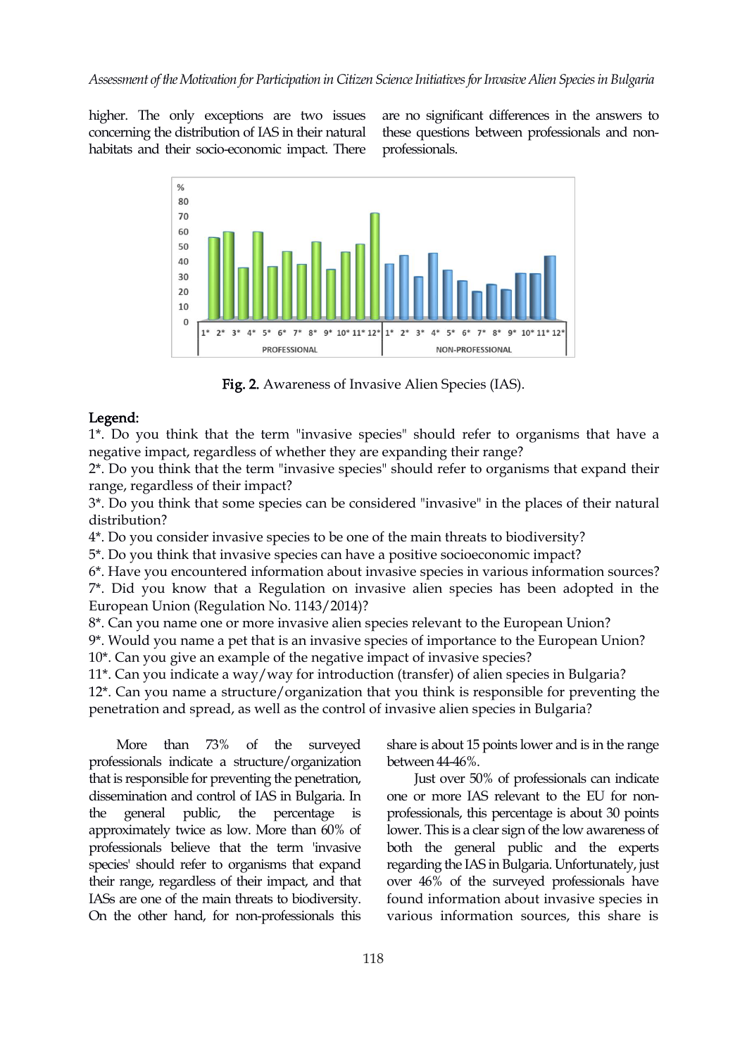higher. The only exceptions are two issues concerning the distribution of IAS in their natural habitats and their socio-economic impact. There are no significant differences in the answers to these questions between professionals and non-professionals.

**Fig. 2.** Awareness of Invasive Alien Species (IAS).

**Legend:**

1*. Do you think that the term "invasive species" should refer to organisms that have a negative impact, regardless of whether they are expanding their range?

2*. Do you think that the term "invasive species" should refer to organisms that expand their range, regardless of their impact?

3*. Do you think that some species can be considered "invasive" in the places of their natural distribution?

4*. Do you consider invasive species to be one of the main threats to biodiversity?

5*. Do you think that invasive species can have a positive socioeconomic impact?

6*. Have you encountered information about invasive species in various information sources?

7*. Did you know that a Regulation on invasive alien species has been adopted in the European Union (Regulation No. 1143/2014)?

8*. Can you name one or more invasive alien species relevant to the European Union?

9*. Would you name a pet that is an invasive species of importance to the European Union?

10*. Can you give an example of the negative impact of invasive species?

11*. Can you indicate a way/way for introduction (transfer) of alien species in Bulgaria?

12*. Can you name a structure/organization that you think is responsible for preventing the penetration and spread, as well as the control of invasive alien species in Bulgaria?

More than 73% of the surveyed professionals indicate a structure/organization that is responsible for preventing the penetration, dissemination and control of IAS in Bulgaria. In the general public, the percentage is approximately twice as low. More than 60% of professionals believe that the term 'invasive species' should refer to organisms that expand their range, regardless of their impact, and that IASs are one of the main threats to biodiversity. On the other hand, for non-professionals this share is about 15 points lower and is in the range between 44-46%.

Just over 50% of professionals can indicate one or more IAS relevant to the EU for non-professionals, this percentage is about 30 points lower. This is a clear sign of the low awareness of both the general public and the experts regarding the IAS in Bulgaria. Unfortunately, just over 46% of the surveyed professionals have found information about invasive species in various information sources, this share is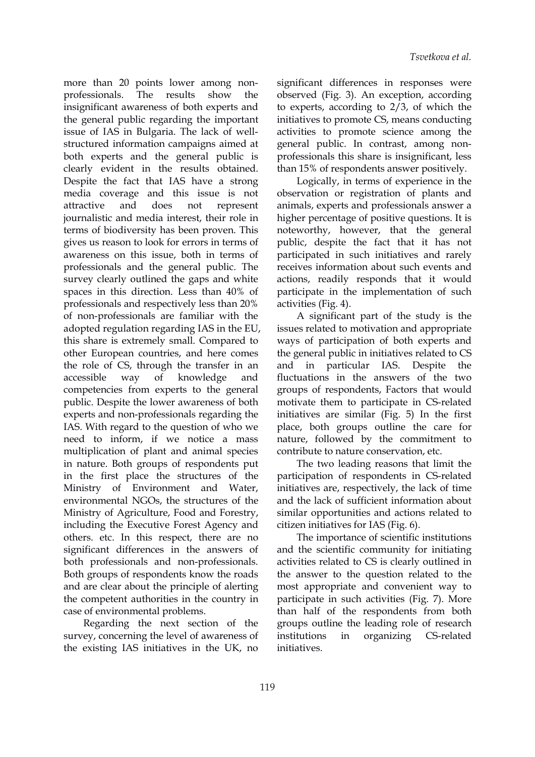more than 20 points lower among non-professionals. The results show the insignificant awareness of both experts and the general public regarding the important issue of IAS in Bulgaria. The lack of well-structured information campaigns aimed at both experts and the general public is clearly evident in the results obtained. Despite the fact that IAS have a strong media coverage and this issue is not attractive and does not represent journalistic and media interest, their role in terms of biodiversity has been proven. This gives us reason to look for errors in terms of awareness on this issue, both in terms of professionals and the general public. The survey clearly outlined the gaps and white spaces in this direction. Less than 40% of professionals and respectively less than 20% of non-professionals are familiar with the adopted regulation regarding IAS in the EU, this share is extremely small. Compared to other European countries, and here comes the role of CS, through the transfer in an accessible way of knowledge and competencies from experts to the general public. Despite the lower awareness of both experts and non-professionals regarding the IAS. With regard to the question of who we need to inform, if we notice a mass multiplication of plant and animal species in nature. Both groups of respondents put in the first place the structures of the Ministry of Environment and Water, environmental NGOs, the structures of the Ministry of Agriculture, Food and Forestry, including the Executive Forest Agency and others. etc. In this respect, there are no significant differences in the answers of both professionals and non-professionals. Both groups of respondents know the roads and are clear about the principle of alerting the competent authorities in the country in case of environmental problems.

Regarding the next section of the survey, concerning the level of awareness of the existing IAS initiatives in the UK, no significant differences in responses were observed (Fig. 3). An exception, according to experts, according to 2/3, of which the initiatives to promote CS, means conducting activities to promote science among the general public. In contrast, among non-professionals this share is insignificant, less than 15% of respondents answer positively.

Logically, in terms of experience in the observation or registration of plants and animals, experts and professionals answer a higher percentage of positive questions. It is noteworthy, however, that the general public, despite the fact that it has not participated in such initiatives and rarely receives information about such events and actions, readily responds that it would participate in the implementation of such activities (Fig. 4).

A significant part of the study is the issues related to motivation and appropriate ways of participation of both experts and the general public in initiatives related to CS and in particular IAS. Despite the fluctuations in the answers of the two groups of respondents, Factors that would motivate them to participate in CS-related initiatives are similar (Fig. 5) In the first place, both groups outline the care for nature, followed by the commitment to contribute to nature conservation, etc.

The two leading reasons that limit the participation of respondents in CS-related initiatives are, respectively, the lack of time and the lack of sufficient information about similar opportunities and actions related to citizen initiatives for IAS (Fig. 6).

The importance of scientific institutions and the scientific community for initiating activities related to CS is clearly outlined in the answer to the question related to the most appropriate and convenient way to participate in such activities (Fig. 7). More than half of the respondents from both groups outline the leading role of research institutions in organizing CS-related initiatives.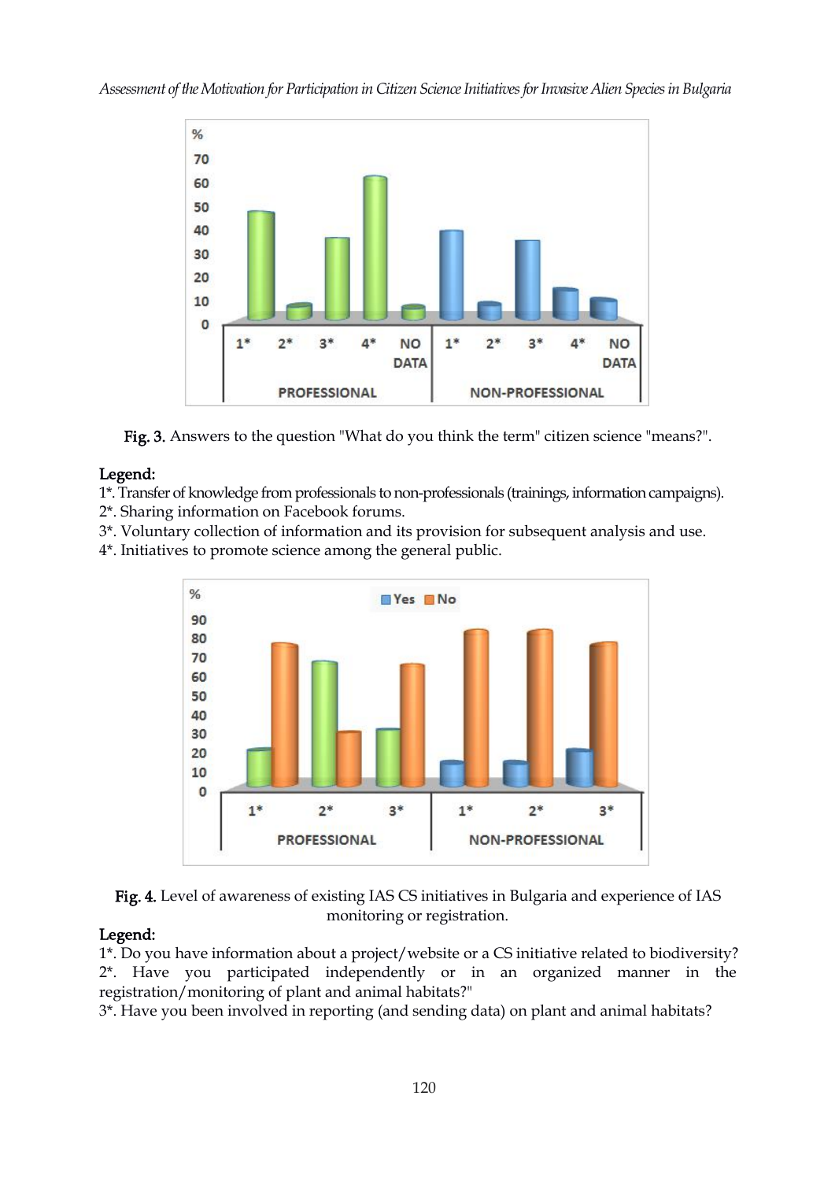Fig. 3. Answers to the question "What do you think the term" citizen science "means?".

**Legend:**

1*. Transfer of knowledge from professionals to non-professionals (trainings, information campaigns).
2*. Sharing information on Facebook forums.
3*. Voluntary collection of information and its provision for subsequent analysis and use.
4*. Initiatives to promote science among the general public.

Fig. 4. Level of awareness of existing IAS CS initiatives in Bulgaria and experience of IAS monitoring or registration.

**Legend:**

1*. Do you have information about a project/website or a CS initiative related to biodiversity?
2*. Have you participated independently or in an organized manner in the registration/monitoring of plant and animal habitats?"
3*. Have you been involved in reporting (and sending data) on plant and animal habitats?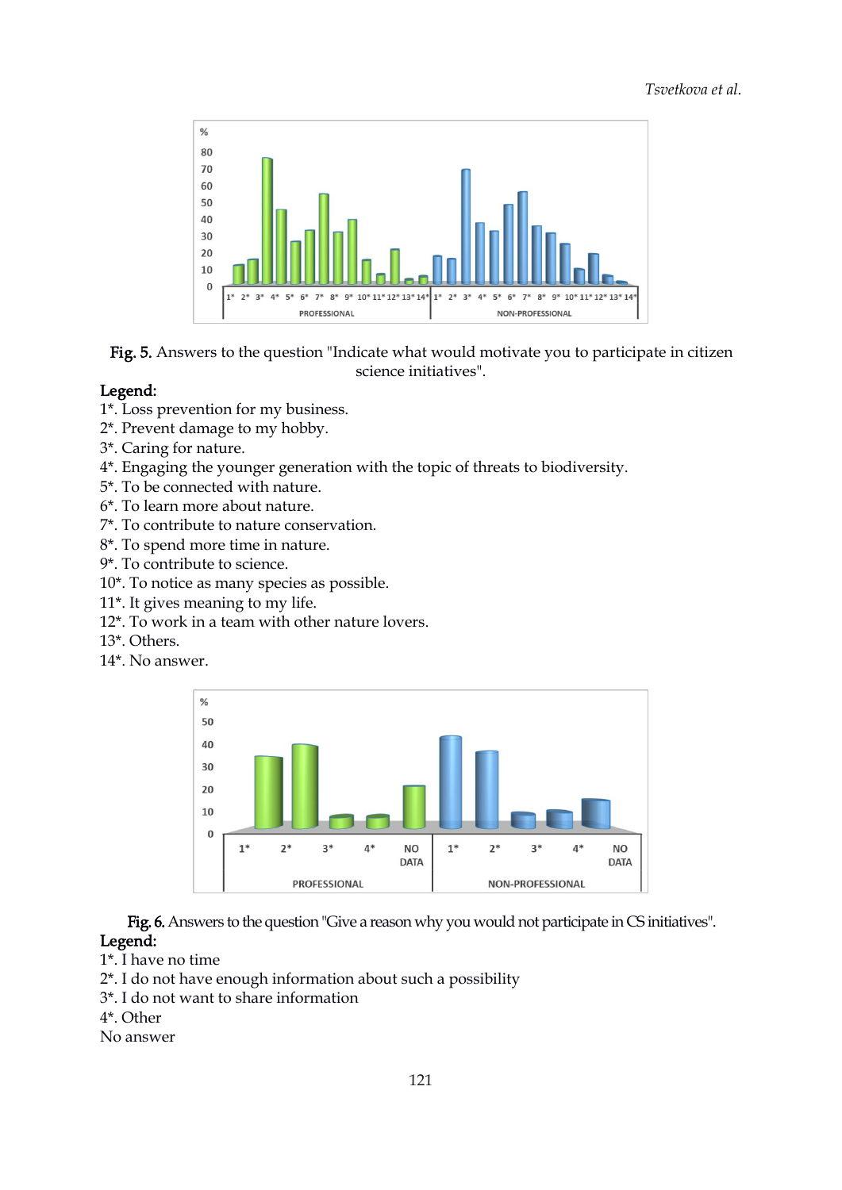Fig. 5. Answers to the question "Indicate what would motivate you to participate in citizen science initiatives".

**Legend:**

1*. Loss prevention for my business.
2*. Prevent damage to my hobby.
3*. Caring for nature.
4*. Engaging the younger generation with the topic of threats to biodiversity.
5*. To be connected with nature.
6*. To learn more about nature.
7*. To contribute to nature conservation.
8*. To spend more time in nature.
9*. To contribute to science.
10*. To notice as many species as possible.
11*. It gives meaning to my life.
12*. To work in a team with other nature lovers.
13*. Others.
14*. No answer.

Fig. 6. Answers to the question "Give a reason why you would not participate in CS initiatives".

**Legend:**

1*. I have no time
2*. I do not have enough information about such a possibility
3*. I do not want to share information
4*. Other
No answer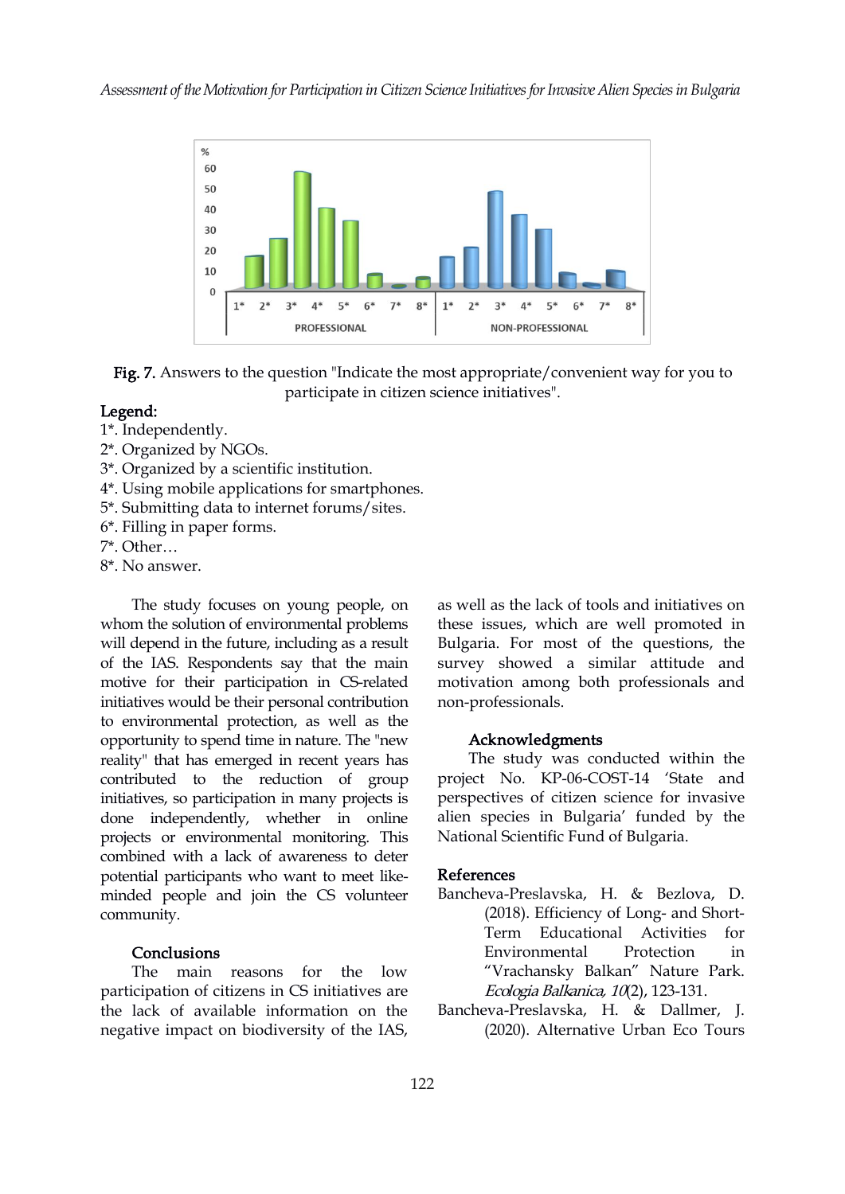Fig. 7. Answers to the question "Indicate the most appropriate/convenient way for you to participate in citizen science initiatives".

**Legend:**

1*. Independently.
2*. Organized by NGOs.
3*. Organized by a scientific institution.
4*. Using mobile applications for smartphones.
5*. Submitting data to internet forums/sites.
6*. Filling in paper forms.
7*. Other…
8*. No answer.

The study focuses on young people, on whom the solution of environmental problems will depend in the future, including as a result of the IAS. Respondents say that the main motive for their participation in CS-related initiatives would be their personal contribution to environmental protection, as well as the opportunity to spend time in nature. The "new reality" that has emerged in recent years has contributed to the reduction of group initiatives, so participation in many projects is done independently, whether in online projects or environmental monitoring. This combined with a lack of awareness to deter potential participants who want to meet like-minded people and join the CS volunteer community.

## Conclusions

The main reasons for the low participation of citizens in CS initiatives are the lack of available information on the negative impact on biodiversity of the IAS, as well as the lack of tools and initiatives on these issues, which are well promoted in Bulgaria. For most of the questions, the survey showed a similar attitude and motivation among both professionals and non-professionals.

## Acknowledgments

The study was conducted within the project No. KP-06-COST-14 'State and perspectives of citizen science for invasive alien species in Bulgaria' funded by the National Scientific Fund of Bulgaria.

## References

Bancheva-Preslavska, H. & Bezlova, D. (2018). Efficiency of Long- and Short-Term Educational Activities for Environmental Protection in "Vrachansky Balkan" Nature Park. *Ecologia Balkanica, 10*(2), 123-131.

Bancheva-Preslavska, H. & Dallmer, J. (2020). Alternative Urban Eco Tours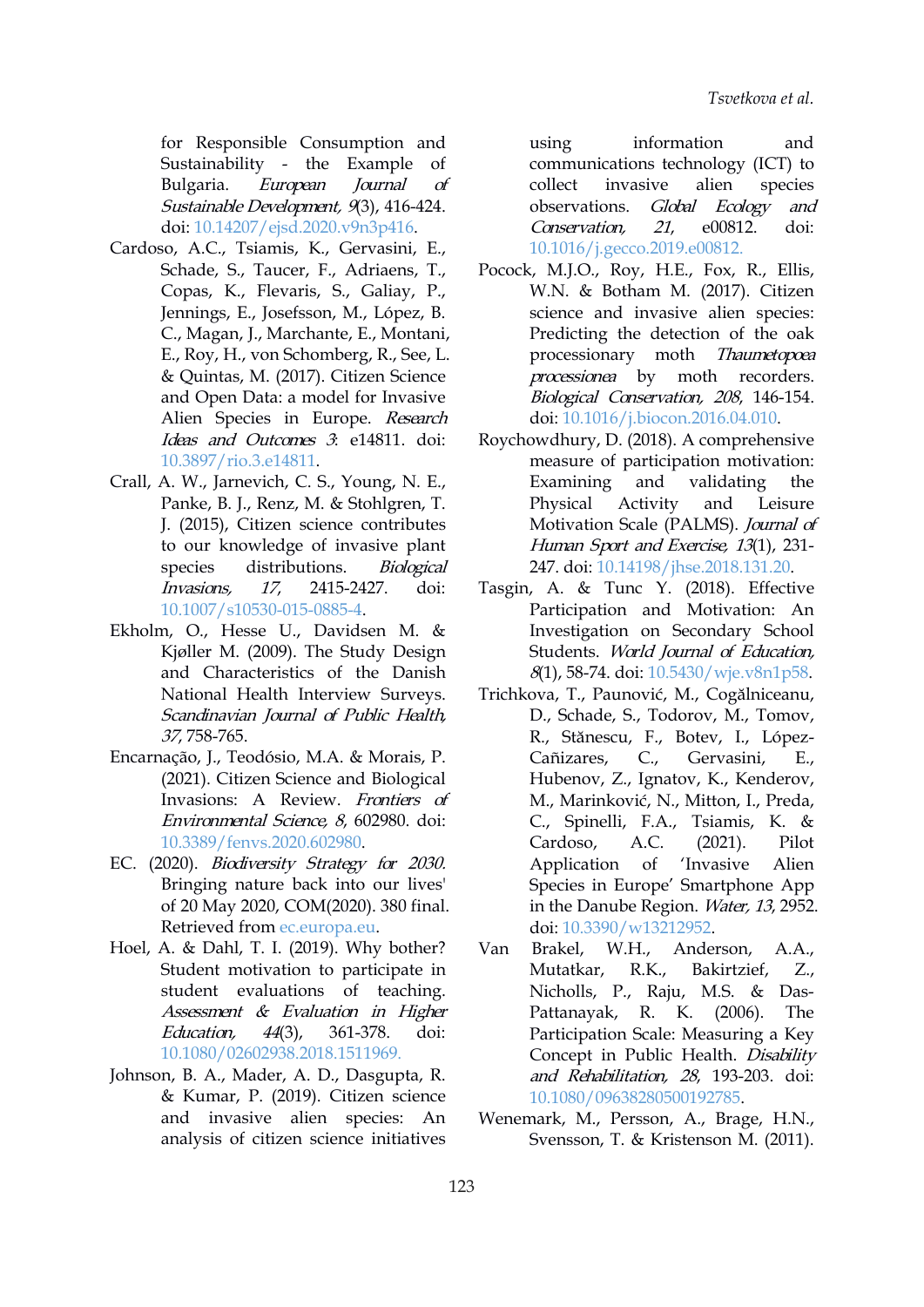for Responsible Consumption and Sustainability - the Example of Bulgaria. *European Journal of Sustainable Development, 9*(3), 416-424. doi: 10.14207/ejsd.2020.v9n3p416.

Cardoso, A.C., Tsiamis, K., Gervasini, E., Schade, S., Taucer, F., Adriaens, T., Copas, K., Flevaris, S., Galiay, P., Jennings, E., Josefsson, M., López, B. C., Magan, J., Marchante, E., Montani, E., Roy, H., von Schomberg, R., See, L. & Quintas, M. (2017). Citizen Science and Open Data: a model for Invasive Alien Species in Europe. *Research Ideas and Outcomes 3*: e14811. doi: 10.3897/rio.3.e14811.

Crall, A. W., Jarnevich, C. S., Young, N. E., Panke, B. J., Renz, M. & Stohlgren, T. J. (2015), Citizen science contributes to our knowledge of invasive plant species distributions. *Biological Invasions, 17*, 2415-2427. doi: 10.1007/s10530-015-0885-4.

Ekholm, O., Hesse U., Davidsen M. & Kjøller M. (2009). The Study Design and Characteristics of the Danish National Health Interview Surveys. *Scandinavian Journal of Public Health, 37*, 758-765.

Encarnação, J., Teodósio, M.A. & Morais, P. (2021). Citizen Science and Biological Invasions: A Review. *Frontiers of Environmental Science, 8*, 602980. doi: 10.3389/fenvs.2020.602980.

EC. (2020). *Biodiversity Strategy for 2030.* Bringing nature back into our lives' of 20 May 2020, COM(2020). 380 final. Retrieved from ec.europa.eu.

Hoel, A. & Dahl, T. I. (2019). Why bother? Student motivation to participate in student evaluations of teaching. *Assessment & Evaluation in Higher Education, 44*(3), 361-378. doi: 10.1080/02602938.2018.1511969.

Johnson, B. A., Mader, A. D., Dasgupta, R. & Kumar, P. (2019). Citizen science and invasive alien species: An analysis of citizen science initiatives using information and communications technology (ICT) to collect invasive alien species observations. *Global Ecology and Conservation, 21*, e00812. doi: 10.1016/j.gecco.2019.e00812.

Pocock, M.J.O., Roy, H.E., Fox, R., Ellis, W.N. & Botham M. (2017). Citizen science and invasive alien species: Predicting the detection of the oak processionary moth *Thaumetopoea processionea* by moth recorders. *Biological Conservation, 208*, 146-154. doi: 10.1016/j.biocon.2016.04.010.

Roychowdhury, D. (2018). A comprehensive measure of participation motivation: Examining and validating the Physical Activity and Leisure Motivation Scale (PALMS). *Journal of Human Sport and Exercise, 13*(1), 231-247. doi: 10.14198/jhse.2018.131.20.

Tasgin, A. & Tunc Y. (2018). Effective Participation and Motivation: An Investigation on Secondary School Students. *World Journal of Education, 8*(1), 58-74. doi: 10.5430/wje.v8n1p58.

Trichkova, T., Paunović, M., Cogălniceanu, D., Schade, S., Todorov, M., Tomov, R., Stănescu, F., Botev, I., López-Cañizares, C., Gervasini, E., Hubenov, Z., Ignatov, K., Kenderov, M., Marinković, N., Mitton, I., Preda, C., Spinelli, F.A., Tsiamis, K. & Cardoso, A.C. (2021). Pilot Application of 'Invasive Alien Species in Europe' Smartphone App in the Danube Region. *Water, 13*, 2952. doi: 10.3390/w13212952.

Van Brakel, W.H., Anderson, A.A., Mutatkar, R.K., Bakirtzief, Z., Nicholls, P., Raju, M.S. & Das-Pattanayak, R. K. (2006). The Participation Scale: Measuring a Key Concept in Public Health. *Disability and Rehabilitation, 28*, 193-203. doi: 10.1080/09638280500192785.

Wenemark, M., Persson, A., Brage, H.N., Svensson, T. & Kristenson M. (2011).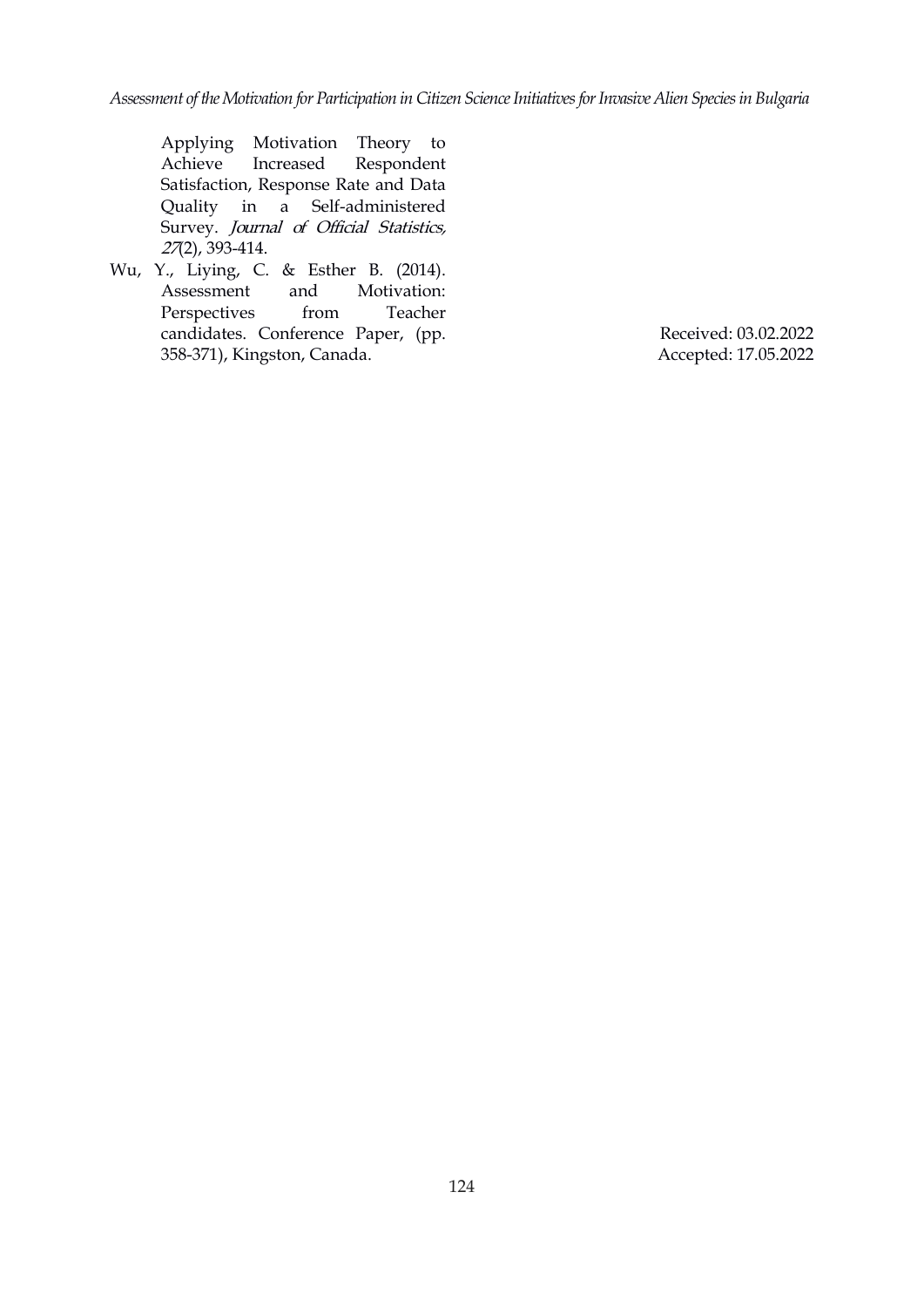Applying Motivation Theory to Achieve Increased Respondent Satisfaction, Response Rate and Data Quality in a Self-administered Survey. *Journal of Official Statistics, 27*(2), 393-414.

Wu, Y., Liying, C. & Esther B. (2014). Assessment and Motivation: Perspectives from Teacher candidates. Conference Paper, (pp. 358-371), Kingston, Canada.

Received: 03.02.2022
Accepted: 17.05.2022